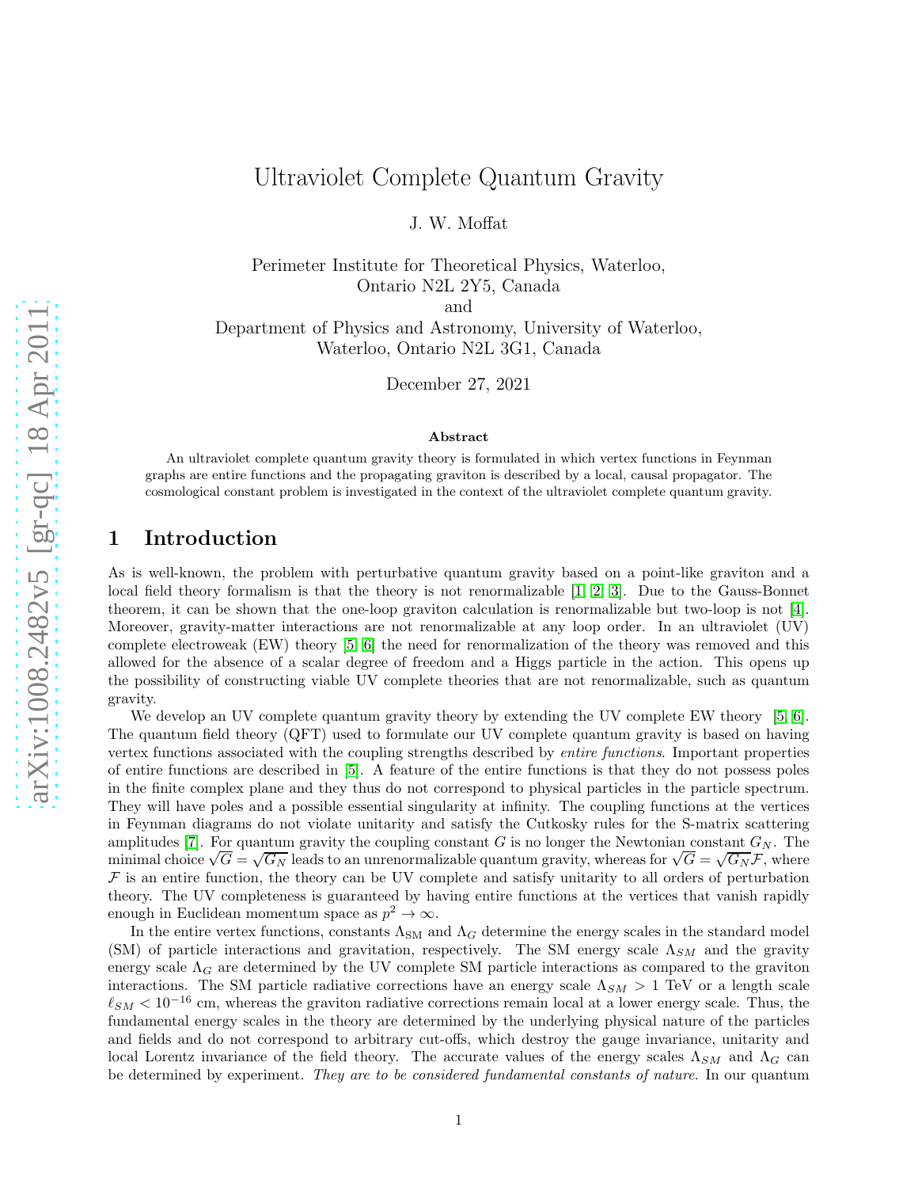# Ultraviolet Complete Quantum Gravity

J. W. Moffat

Perimeter Institute for Theoretical Physics, Waterloo,
Ontario N2L 2Y5, Canada
and
Department of Physics and Astronomy, University of Waterloo,
Waterloo, Ontario N2L 3G1, Canada

December 27, 2021

### Abstract

An ultraviolet complete quantum gravity theory is formulated in which vertex functions in Feynman graphs are entire functions and the propagating graviton is described by a local, causal propagator. The cosmological constant problem is investigated in the context of the ultraviolet complete quantum gravity.

## 1 Introduction

As is well-known, the problem with perturbative quantum gravity based on a point-like graviton and a local field theory formalism is that the theory is not renormalizable [1, 2, 3]. Due to the Gauss-Bonnet theorem, it can be shown that the one-loop graviton calculation is renormalizable but two-loop is not [4]. Moreover, gravity-matter interactions are not renormalizable at any loop order. In an ultraviolet (UV) complete electroweak (EW) theory [5, 6] the need for renormalization of the theory was removed and this allowed for the absence of a scalar degree of freedom and a Higgs particle in the action. This opens up the possibility of constructing viable UV complete theories that are not renormalizable, such as quantum gravity.

We develop an UV complete quantum gravity theory by extending the UV complete EW theory [5, 6]. The quantum field theory (QFT) used to formulate our UV complete quantum gravity is based on having vertex functions associated with the coupling strengths described by *entire functions*. Important properties of entire functions are described in [5]. A feature of the entire functions is that they do not possess poles in the finite complex plane and they thus do not correspond to physical particles in the particle spectrum. They will have poles and a possible essential singularity at infinity. The coupling functions at the vertices in Feynman diagrams do not violate unitarity and satisfy the Cutkosky rules for the S-matrix scattering amplitudes [7]. For quantum gravity the coupling constant $G$ is no longer the Newtonian constant $G_N$. The minimal choice $\sqrt{G} = \sqrt{G_N}$ leads to an unrenormalizable quantum gravity, whereas for $\sqrt{G} = \sqrt{G_N}\mathcal{F}$, where $\mathcal{F}$ is an entire function, the theory can be UV complete and satisfy unitarity to all orders of perturbation theory. The UV completeness is guaranteed by having entire functions at the vertices that vanish rapidly enough in Euclidean momentum space as $p^2 \to \infty$.

In the entire vertex functions, constants $\Lambda_{\rm SM}$ and $\Lambda_G$ determine the energy scales in the standard model (SM) of particle interactions and gravitation, respectively. The SM energy scale $\Lambda_{SM}$ and the gravity energy scale $\Lambda_G$ are determined by the UV complete SM particle interactions as compared to the graviton interactions. The SM particle radiative corrections have an energy scale $\Lambda_{SM} > 1$ TeV or a length scale $\ell_{SM} < 10^{-16}$ cm, whereas the graviton radiative corrections remain local at a lower energy scale. Thus, the fundamental energy scales in the theory are determined by the underlying physical nature of the particles and fields and do not correspond to arbitrary cut-offs, which destroy the gauge invariance, unitarity and local Lorentz invariance of the field theory. The accurate values of the energy scales $\Lambda_{SM}$ and $\Lambda_G$ can be determined by experiment. *They are to be considered fundamental constants of nature*. In our quantum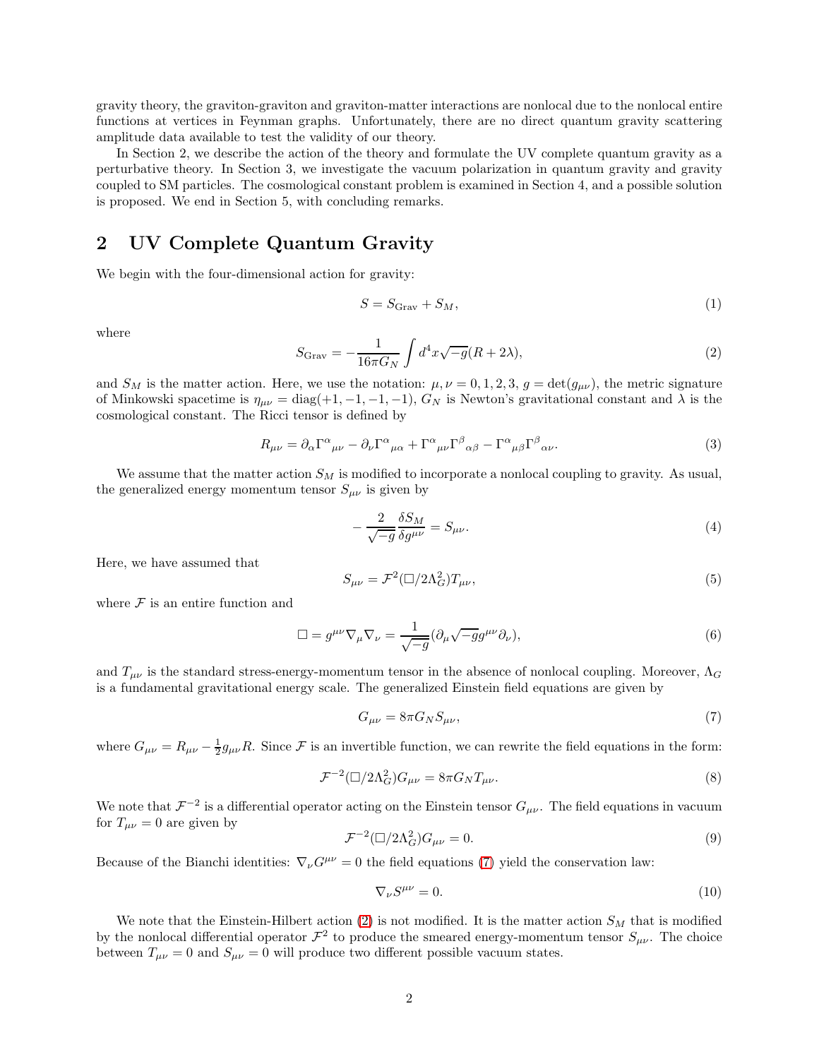gravity theory, the graviton-graviton and graviton-matter interactions are nonlocal due to the nonlocal entire functions at vertices in Feynman graphs. Unfortunately, there are no direct quantum gravity scattering amplitude data available to test the validity of our theory.

In Section 2, we describe the action of the theory and formulate the UV complete quantum gravity as a perturbative theory. In Section 3, we investigate the vacuum polarization in quantum gravity and gravity coupled to SM particles. The cosmological constant problem is examined in Section 4, and a possible solution is proposed. We end in Section 5, with concluding remarks.

## 2 UV Complete Quantum Gravity

We begin with the four-dimensional action for gravity:

$$S = S_{\rm Grav} + S_M, \tag{1}$$

where

$$S_{\rm Grav} = -\frac{1}{16\pi G_N}\int d^4x\sqrt{-g}(R + 2\lambda), \tag{2}$$

and $S_M$ is the matter action. Here, we use the notation: $\mu,\nu = 0,1,2,3$, $g = \det(g_{\mu\nu})$, the metric signature of Minkowski spacetime is $\eta_{\mu\nu} = \mathrm{diag}(+1,-1,-1,-1)$, $G_N$ is Newton's gravitational constant and $\lambda$ is the cosmological constant. The Ricci tensor is defined by

$$R_{\mu\nu} = \partial_\alpha\Gamma^\alpha{}_{\mu\nu} - \partial_\nu\Gamma^\alpha{}_{\mu\alpha} + \Gamma^\alpha{}_{\mu\nu}\Gamma^\beta{}_{\alpha\beta} - \Gamma^\alpha{}_{\mu\beta}\Gamma^\beta{}_{\alpha\nu}. \tag{3}$$

We assume that the matter action $S_M$ is modified to incorporate a nonlocal coupling to gravity. As usual, the generalized energy momentum tensor $S_{\mu\nu}$ is given by

$$-\frac{2}{\sqrt{-g}}\frac{\delta S_M}{\delta g^{\mu\nu}} = S_{\mu\nu}. \tag{4}$$

Here, we have assumed that

$$S_{\mu\nu} = \mathcal{F}^2(\Box/2\Lambda_G^2)T_{\mu\nu}, \tag{5}$$

where $\mathcal{F}$ is an entire function and

$$\Box = g^{\mu\nu}\nabla_\mu\nabla_\nu = \frac{1}{\sqrt{-g}}(\partial_\mu\sqrt{-g}g^{\mu\nu}\partial_\nu), \tag{6}$$

and $T_{\mu\nu}$ is the standard stress-energy-momentum tensor in the absence of nonlocal coupling. Moreover, $\Lambda_G$ is a fundamental gravitational energy scale. The generalized Einstein field equations are given by

$$G_{\mu\nu} = 8\pi G_N S_{\mu\nu}, \tag{7}$$

where $G_{\mu\nu} = R_{\mu\nu} - \frac{1}{2}g_{\mu\nu}R$. Since $\mathcal{F}$ is an invertible function, we can rewrite the field equations in the form:

$$\mathcal{F}^{-2}(\Box/2\Lambda_G^2)G_{\mu\nu} = 8\pi G_N T_{\mu\nu}. \tag{8}$$

We note that $\mathcal{F}^{-2}$ is a differential operator acting on the Einstein tensor $G_{\mu\nu}$. The field equations in vacuum for $T_{\mu\nu} = 0$ are given by

$$\mathcal{F}^{-2}(\Box/2\Lambda_G^2)G_{\mu\nu} = 0. \tag{9}$$

Because of the Bianchi identities: $\nabla_\nu G^{\mu\nu} = 0$ the field equations (7) yield the conservation law:

$$\nabla_\nu S^{\mu\nu} = 0. \tag{10}$$

We note that the Einstein-Hilbert action (2) is not modified. It is the matter action $S_M$ that is modified by the nonlocal differential operator $\mathcal{F}^2$ to produce the smeared energy-momentum tensor $S_{\mu\nu}$. The choice between $T_{\mu\nu} = 0$ and $S_{\mu\nu} = 0$ will produce two different possible vacuum states.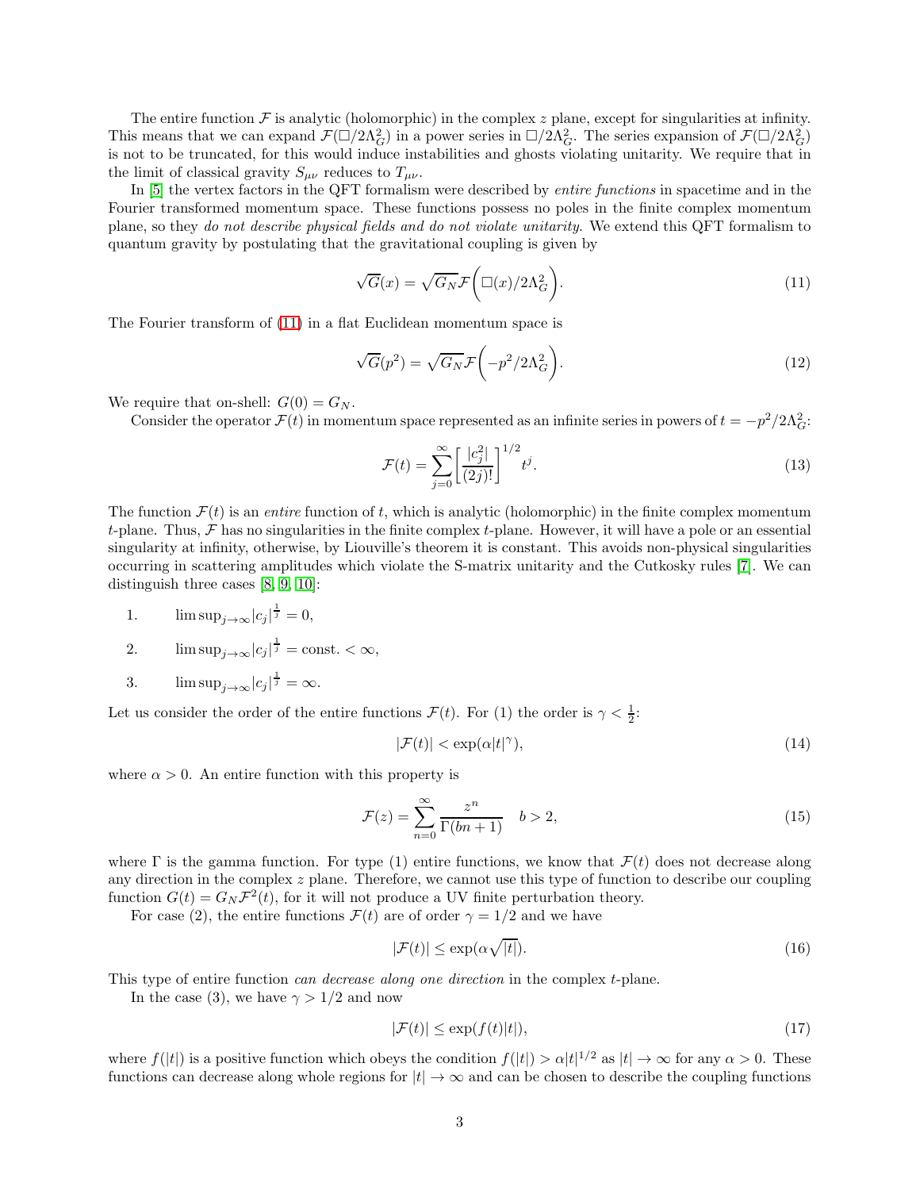The entire function $\mathcal{F}$ is analytic (holomorphic) in the complex $z$ plane, except for singularities at infinity. This means that we can expand $\mathcal{F}(\Box/2\Lambda_G^2)$ in a power series in $\Box/2\Lambda_G^2$. The series expansion of $\mathcal{F}(\Box/2\Lambda_G^2)$ is not to be truncated, for this would induce instabilities and ghosts violating unitarity. We require that in the limit of classical gravity $S_{\mu\nu}$ reduces to $T_{\mu\nu}$.

In [5] the vertex factors in the QFT formalism were described by *entire functions* in spacetime and in the Fourier transformed momentum space. These functions possess no poles in the finite complex momentum plane, so they *do not describe physical fields and do not violate unitarity*. We extend this QFT formalism to quantum gravity by postulating that the gravitational coupling is given by

$$\sqrt{G}(x) = \sqrt{G_N}\mathcal{F}\biggl(\Box(x)/2\Lambda_G^2\biggr). \tag{11}$$

The Fourier transform of (11) in a flat Euclidean momentum space is

$$\sqrt{G}(p^2) = \sqrt{G_N}\mathcal{F}\biggl(-p^2/2\Lambda_G^2\biggr). \tag{12}$$

We require that on-shell: $G(0) = G_N$.

Consider the operator $\mathcal{F}(t)$ in momentum space represented as an infinite series in powers of $t = -p^2/2\Lambda_G^2$:

$$\mathcal{F}(t) = \sum_{j=0}^{\infty}\biggl[\frac{|c_j^2|}{(2j)!}\biggr]^{1/2} t^j. \tag{13}$$

The function $\mathcal{F}(t)$ is an *entire* function of $t$, which is analytic (holomorphic) in the finite complex momentum $t$-plane. Thus, $\mathcal{F}$ has no singularities in the finite complex $t$-plane. However, it will have a pole or an essential singularity at infinity, otherwise, by Liouville's theorem it is constant. This avoids non-physical singularities occurring in scattering amplitudes which violate the S-matrix unitarity and the Cutkosky rules [7]. We can distinguish three cases [8, 9, 10]:

1. $\limsup_{j\rightarrow\infty}|c_j|^{\frac{1}{j}} = 0,$
2. $\limsup_{j\rightarrow\infty}|c_j|^{\frac{1}{j}} = \text{const.} < \infty,$
3. $\limsup_{j\rightarrow\infty}|c_j|^{\frac{1}{j}} = \infty.$

Let us consider the order of the entire functions $\mathcal{F}(t)$. For (1) the order is $\gamma < \frac{1}{2}$:

$$|\mathcal{F}(t)| < \exp(\alpha|t|^\gamma), \tag{14}$$

where $\alpha > 0$. An entire function with this property is

$$\mathcal{F}(z) = \sum_{n=0}^{\infty}\frac{z^n}{\Gamma(bn+1)} \quad b > 2, \tag{15}$$

where $\Gamma$ is the gamma function. For type (1) entire functions, we know that $\mathcal{F}(t)$ does not decrease along any direction in the complex $z$ plane. Therefore, we cannot use this type of function to describe our coupling function $G(t) = G_N\mathcal{F}^2(t)$, for it will not produce a UV finite perturbation theory.

For case (2), the entire functions $\mathcal{F}(t)$ are of order $\gamma = 1/2$ and we have

$$|\mathcal{F}(t)| \leq \exp(\alpha\sqrt{|t|}). \tag{16}$$

This type of entire function *can decrease along one direction* in the complex $t$-plane.

In the case (3), we have $\gamma > 1/2$ and now

$$|\mathcal{F}(t)| \leq \exp(f(t)|t|), \tag{17}$$

where $f(|t|)$ is a positive function which obeys the condition $f(|t|) > \alpha|t|^{1/2}$ as $|t| \rightarrow \infty$ for any $\alpha > 0$. These functions can decrease along whole regions for $|t| \rightarrow \infty$ and can be chosen to describe the coupling functions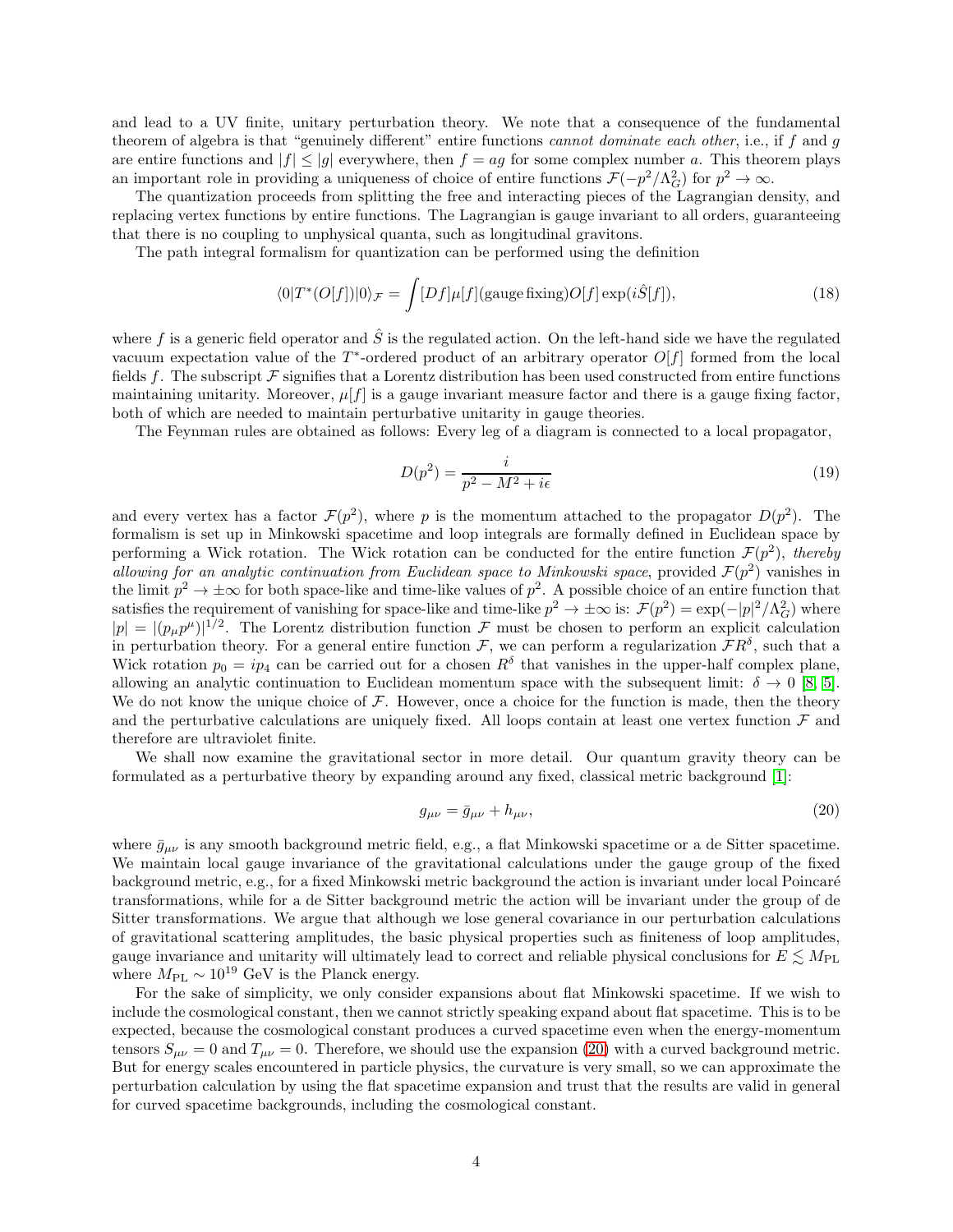and lead to a UV finite, unitary perturbation theory. We note that a consequence of the fundamental theorem of algebra is that "genuinely different" entire functions *cannot dominate each other*, i.e., if $f$ and $g$ are entire functions and $|f| \leq |g|$ everywhere, then $f = ag$ for some complex number $a$. This theorem plays an important role in providing a uniqueness of choice of entire functions $\mathcal{F}(-p^2/\Lambda_G^2)$ for $p^2 \to \infty$.

The quantization proceeds from splitting the free and interacting pieces of the Lagrangian density, and replacing vertex functions by entire functions. The Lagrangian is gauge invariant to all orders, guaranteeing that there is no coupling to unphysical quanta, such as longitudinal gravitons.

The path integral formalism for quantization can be performed using the definition

$$\langle 0|T^*(O[f])|0\rangle_{\mathcal{F}} = \int [Df]\mu[f](\text{gauge fixing})O[f]\exp(i\hat{S}[f]), \tag{18}$$

where $f$ is a generic field operator and $\hat{S}$ is the regulated action. On the left-hand side we have the regulated vacuum expectation value of the $T^*$-ordered product of an arbitrary operator $O[f]$ formed from the local fields $f$. The subscript $\mathcal{F}$ signifies that a Lorentz distribution has been used constructed from entire functions maintaining unitarity. Moreover, $\mu[f]$ is a gauge invariant measure factor and there is a gauge fixing factor, both of which are needed to maintain perturbative unitarity in gauge theories.

The Feynman rules are obtained as follows: Every leg of a diagram is connected to a local propagator,

$$D(p^2) = \frac{i}{p^2 - M^2 + i\epsilon} \tag{19}$$

and every vertex has a factor $\mathcal{F}(p^2)$, where $p$ is the momentum attached to the propagator $D(p^2)$. The formalism is set up in Minkowski spacetime and loop integrals are formally defined in Euclidean space by performing a Wick rotation. The Wick rotation can be conducted for the entire function $\mathcal{F}(p^2)$, *thereby allowing for an analytic continuation from Euclidean space to Minkowski space*, provided $\mathcal{F}(p^2)$ vanishes in the limit $p^2 \to \pm\infty$ for both space-like and time-like values of $p^2$. A possible choice of an entire function that satisfies the requirement of vanishing for space-like and time-like $p^2 \to \pm\infty$ is: $\mathcal{F}(p^2) = \exp(-|p|^2/\Lambda_G^2)$ where $|p| = |(p_\mu p^\mu)|^{1/2}$. The Lorentz distribution function $\mathcal{F}$ must be chosen to perform an explicit calculation in perturbation theory. For a general entire function $\mathcal{F}$, we can perform a regularization $\mathcal{F}R^\delta$, such that a Wick rotation $p_0 = ip_4$ can be carried out for a chosen $R^\delta$ that vanishes in the upper-half complex plane, allowing an analytic continuation to Euclidean momentum space with the subsequent limit: $\delta \to 0$ [8, 5]. We do not know the unique choice of $\mathcal{F}$. However, once a choice for the function is made, then the theory and the perturbative calculations are uniquely fixed. All loops contain at least one vertex function $\mathcal{F}$ and therefore are ultraviolet finite.

We shall now examine the gravitational sector in more detail. Our quantum gravity theory can be formulated as a perturbative theory by expanding around any fixed, classical metric background [1]:

$$g_{\mu\nu} = \bar{g}_{\mu\nu} + h_{\mu\nu}, \tag{20}$$

where $\bar{g}_{\mu\nu}$ is any smooth background metric field, e.g., a flat Minkowski spacetime or a de Sitter spacetime. We maintain local gauge invariance of the gravitational calculations under the gauge group of the fixed background metric, e.g., for a fixed Minkowski metric background the action is invariant under local Poincaré transformations, while for a de Sitter background metric the action will be invariant under the group of de Sitter transformations. We argue that although we lose general covariance in our perturbation calculations of gravitational scattering amplitudes, the basic physical properties such as finiteness of loop amplitudes, gauge invariance and unitarity will ultimately lead to correct and reliable physical conclusions for $E \lesssim M_{\rm PL}$ where $M_{\rm PL} \sim 10^{19}$ GeV is the Planck energy.

For the sake of simplicity, we only consider expansions about flat Minkowski spacetime. If we wish to include the cosmological constant, then we cannot strictly speaking expand about flat spacetime. This is to be expected, because the cosmological constant produces a curved spacetime even when the energy-momentum tensors $S_{\mu\nu} = 0$ and $T_{\mu\nu} = 0$. Therefore, we should use the expansion (20) with a curved background metric. But for energy scales encountered in particle physics, the curvature is very small, so we can approximate the perturbation calculation by using the flat spacetime expansion and trust that the results are valid in general for curved spacetime backgrounds, including the cosmological constant.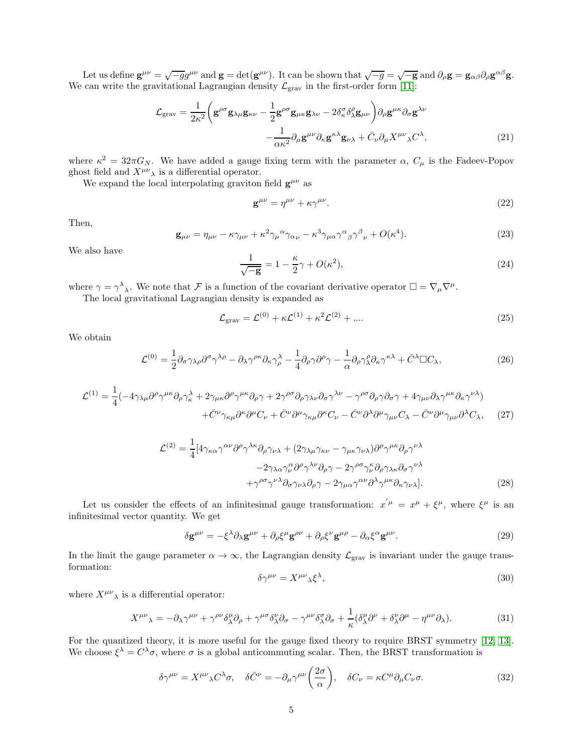Let us define $\mathbf{g}^{\mu\nu} = \sqrt{-g}g^{\mu\nu}$ and $\mathbf{g} = \det(\mathbf{g}^{\mu\nu})$. It can be shown that $\sqrt{-g} = \sqrt{-\mathbf{g}}$ and $\partial_\rho \mathbf{g} = \mathbf{g}_{\alpha\beta}\partial_\rho \mathbf{g}^{\alpha\beta}\mathbf{g}$. We can write the gravitational Lagrangian density $\mathcal{L}_{\rm grav}$ in the first-order form [11]:

$$
\mathcal{L}_{\rm grav} = \frac{1}{2\kappa^2}\bigg(\mathbf{g}^{\rho\sigma}\mathbf{g}_{\lambda\mu}\mathbf{g}_{\kappa\nu} - \frac{1}{2}\mathbf{g}^{\rho\sigma}\mathbf{g}_{\mu\kappa}\mathbf{g}_{\lambda\nu} - 2\delta^\sigma_\kappa\delta^\rho_\lambda\mathbf{g}_{\mu\nu}\bigg)\partial_\rho\mathbf{g}^{\mu\kappa}\partial_\sigma\mathbf{g}^{\lambda\nu}
$$
$$
-\frac{1}{\alpha\kappa^2}\partial_\mu\mathbf{g}^{\mu\nu}\partial_\kappa\mathbf{g}^{\kappa\lambda}\mathbf{g}_{\nu\lambda} + \bar{C}_\nu\partial_\mu X^{\mu\nu}{}_\lambda C^\lambda, \tag{21}
$$

where $\kappa^2 = 32\pi G_N$. We have added a gauge fixing term with the parameter $\alpha$, $C_\mu$ is the Fadeev-Popov ghost field and $X^{\mu\nu}{}_\lambda$ is a differential operator.

We expand the local interpolating graviton field $\mathbf{g}^{\mu\nu}$ as

$$
\mathbf{g}^{\mu\nu} = \eta^{\mu\nu} + \kappa\gamma^{\mu\nu}. \tag{22}
$$

Then,

$$
\mathbf{g}_{\mu\nu} = \eta_{\mu\nu} - \kappa\gamma_{\mu\nu} + \kappa^2\gamma_\mu{}^\alpha\gamma_{\alpha\nu} - \kappa^3\gamma_{\mu\alpha}\gamma^\alpha{}_\beta\gamma^\beta{}_\nu + O(\kappa^4). \tag{23}
$$

We also have

$$
\frac{1}{\sqrt{-\mathbf{g}}} = 1 - \frac{\kappa}{2}\gamma + O(\kappa^2), \tag{24}
$$

where $\gamma = \gamma^\lambda{}_\lambda$. We note that $\mathcal{F}$ is a function of the covariant derivative operator $\Box = \nabla_\mu\nabla^\mu$.

The local gravitational Lagrangian density is expanded as

$$
\mathcal{L}_{\rm grav} = \mathcal{L}^{(0)} + \kappa\mathcal{L}^{(1)} + \kappa^2\mathcal{L}^{(2)} + .... \tag{25}
$$

We obtain

$$
\mathcal{L}^{(0)} = \frac{1}{2}\partial_\sigma\gamma_{\lambda\rho}\partial^\sigma\gamma^{\lambda\rho} - \partial_\lambda\gamma^{\rho\kappa}\partial_\kappa\gamma^\lambda_\rho - \frac{1}{4}\partial_\rho\gamma\partial^\rho\gamma - \frac{1}{\alpha}\partial_\rho\gamma^\rho_\lambda\partial_\kappa\gamma^{\kappa\lambda} + \bar{C}^\lambda\Box C_\lambda, \tag{26}
$$

$$
\mathcal{L}^{(1)} = \frac{1}{4}(-4\gamma_{\lambda\mu}\partial^\rho\gamma^{\mu\kappa}\partial_\rho\gamma^\lambda_\kappa + 2\gamma_{\mu\kappa}\partial^\rho\gamma^{\mu\kappa}\partial_\rho\gamma + 2\gamma^{\rho\sigma}\partial_\rho\gamma_{\lambda\nu}\partial_\sigma\gamma^{\lambda\nu} - \gamma^{\rho\sigma}\partial_\rho\gamma\partial_\sigma\gamma + 4\gamma_{\mu\nu}\partial_\lambda\gamma^{\mu\kappa}\partial_\kappa\gamma^{\nu\lambda})
$$
$$
+\bar{C}^\nu\gamma_{\kappa\mu}\partial^\kappa\partial^\mu C_\nu + \bar{C}^\nu\partial^\mu\gamma_{\kappa\mu}\partial^\kappa C_\nu - \bar{C}^\nu\partial^\lambda\partial^\mu\gamma_{\mu\nu}C_\lambda - \bar{C}^\nu\partial^\mu\gamma_{\mu\nu}\partial^\lambda C_\lambda, \tag{27}
$$

$$
\mathcal{L}^{(2)} = \frac{1}{4}[4\gamma_{\kappa\alpha}\gamma^{\alpha\nu}\partial^\rho\gamma^{\lambda\kappa}\partial_\rho\gamma_{\nu\lambda} + (2\gamma_{\lambda\mu}\gamma_{\kappa\nu} - \gamma_{\mu\kappa}\gamma_{\nu\lambda})\partial^\rho\gamma^{\mu\kappa}\partial_\rho\gamma^{\nu\lambda}
$$
$$
-2\gamma_{\lambda\alpha}\gamma^\alpha_\nu\partial^\rho\gamma^{\lambda\nu}\partial_\rho\gamma - 2\gamma^{\rho\sigma}\gamma^\kappa_\nu\partial_\rho\gamma_{\lambda\kappa}\partial_\sigma\gamma^{\nu\lambda}
$$
$$
+\gamma^{\rho\sigma}\gamma^{\nu\lambda}\partial_\sigma\gamma_{\nu\lambda}\partial_\rho\gamma - 2\gamma_{\mu\alpha}\gamma^{\alpha\nu}\partial^\lambda\gamma^{\mu\kappa}\partial_\kappa\gamma_{\nu\lambda}]. \tag{28}
$$

Let us consider the effects of an infinitesimal gauge transformation: $x^{'\mu} = x^\mu + \xi^\mu$, where $\xi^\mu$ is an infinitesimal vector quantity. We get

$$
\delta\mathbf{g}^{\mu\nu} = -\xi^\lambda\partial_\lambda\mathbf{g}^{\mu\nu} + \partial_\rho\xi^\mu\mathbf{g}^{\rho\nu} + \partial_\rho\xi^\nu\mathbf{g}^{\mu\rho} - \partial_\alpha\xi^\alpha\mathbf{g}^{\mu\nu}. \tag{29}
$$

In the limit the gauge parameter $\alpha \to \infty$, the Lagrangian density $\mathcal{L}_{\rm grav}$ is invariant under the gauge transformation:

$$
\delta\gamma^{\mu\nu} = X^{\mu\nu}{}_\lambda\xi^\lambda, \tag{30}
$$

where $X^{\mu\nu}{}_\lambda$ is a differential operator:

$$
X^{\mu\nu}{}_\lambda = -\partial_\lambda\gamma^{\mu\nu} + \gamma^{\rho\nu}\delta^\mu_\lambda\partial_\rho + \gamma^{\mu\sigma}\delta^\nu_\lambda\partial_\sigma - \gamma^{\mu\nu}\delta^\sigma_\lambda\partial_\sigma + \frac{1}{\kappa}(\delta^\mu_\lambda\partial^\nu + \delta^\nu_\lambda\partial^\mu - \eta^{\mu\nu}\partial_\lambda). \tag{31}
$$

For the quantized theory, it is more useful for the gauge fixed theory to require BRST symmetry [12, 13]. We choose $\xi^\lambda = C^\lambda\sigma$, where $\sigma$ is a global anticommuting scalar. Then, the BRST transformation is

$$
\delta\gamma^{\mu\nu} = X^{\mu\nu}{}_\lambda C^\lambda\sigma, \quad \delta\bar{C}^\nu = -\partial_\mu\gamma^{\mu\nu}\bigg(\frac{2\sigma}{\alpha}\bigg), \quad \delta C_\nu = \kappa C^\mu\partial_\mu C_\nu\sigma. \tag{32}
$$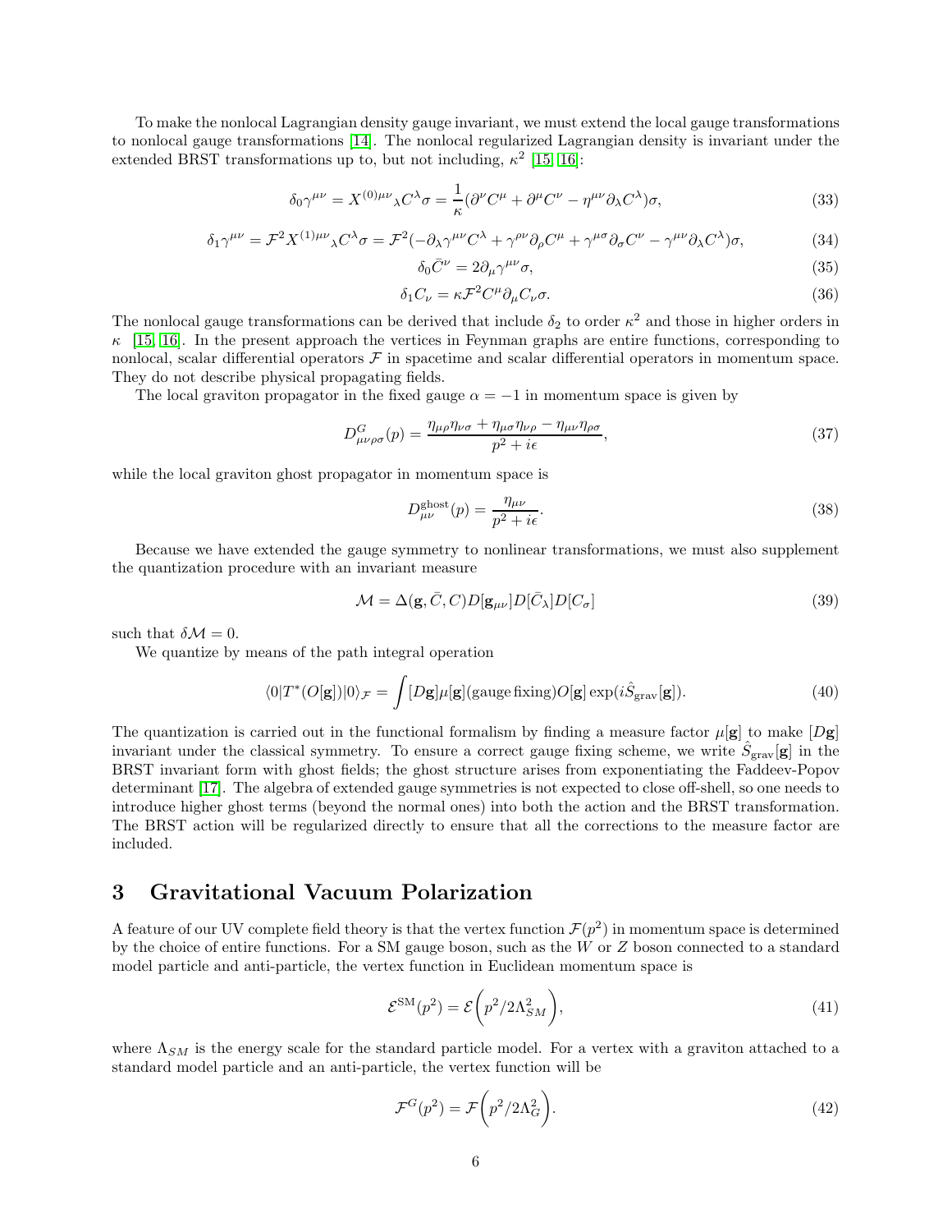To make the nonlocal Lagrangian density gauge invariant, we must extend the local gauge transformations to nonlocal gauge transformations [14]. The nonlocal regularized Lagrangian density is invariant under the extended BRST transformations up to, but not including, $\kappa^2$ [15, 16]:

$$\delta_0 \gamma^{\mu\nu} = X^{(0)\mu\nu}{}_\lambda C^\lambda \sigma = \frac{1}{\kappa}(\partial^\nu C^\mu + \partial^\mu C^\nu - \eta^{\mu\nu}\partial_\lambda C^\lambda)\sigma, \tag{33}$$

$$\delta_1 \gamma^{\mu\nu} = \mathcal{F}^2 X^{(1)\mu\nu}{}_\lambda C^\lambda \sigma = \mathcal{F}^2(-\partial_\lambda \gamma^{\mu\nu} C^\lambda + \gamma^{\rho\nu}\partial_\rho C^\mu + \gamma^{\mu\sigma}\partial_\sigma C^\nu - \gamma^{\mu\nu}\partial_\lambda C^\lambda)\sigma, \tag{34}$$

$$\delta_0 \bar{C}^\nu = 2\partial_\mu \gamma^{\mu\nu}\sigma, \tag{35}$$

$$\delta_1 C_\nu = \kappa \mathcal{F}^2 C^\mu \partial_\mu C_\nu \sigma. \tag{36}$$

The nonlocal gauge transformations can be derived that include $\delta_2$ to order $\kappa^2$ and those in higher orders in $\kappa$ [15, 16]. In the present approach the vertices in Feynman graphs are entire functions, corresponding to nonlocal, scalar differential operators $\mathcal{F}$ in spacetime and scalar differential operators in momentum space. They do not describe physical propagating fields.

The local graviton propagator in the fixed gauge $\alpha = -1$ in momentum space is given by

$$D^G_{\mu\nu\rho\sigma}(p) = \frac{\eta_{\mu\rho}\eta_{\nu\sigma} + \eta_{\mu\sigma}\eta_{\nu\rho} - \eta_{\mu\nu}\eta_{\rho\sigma}}{p^2 + i\epsilon}, \tag{37}$$

while the local graviton ghost propagator in momentum space is

$$D^{\rm ghost}_{\mu\nu}(p) = \frac{\eta_{\mu\nu}}{p^2 + i\epsilon}. \tag{38}$$

Because we have extended the gauge symmetry to nonlinear transformations, we must also supplement the quantization procedure with an invariant measure

$$\mathcal{M} = \Delta(\mathbf{g}, \bar{C}, C) D[\mathbf{g}_{\mu\nu}] D[\bar{C}_\lambda] D[C_\sigma] \tag{39}$$

such that $\delta\mathcal{M} = 0$.

We quantize by means of the path integral operation

$$\langle 0|T^*(O[\mathbf{g}])|0\rangle_{\mathcal{F}} = \int [D\mathbf{g}]\mu[\mathbf{g}](\text{gauge fixing})O[\mathbf{g}]\exp(i\hat{S}_{\rm grav}[\mathbf{g}]). \tag{40}$$

The quantization is carried out in the functional formalism by finding a measure factor $\mu[\mathbf{g}]$ to make $[D\mathbf{g}]$ invariant under the classical symmetry. To ensure a correct gauge fixing scheme, we write $\hat{S}_{\rm grav}[\mathbf{g}]$ in the BRST invariant form with ghost fields; the ghost structure arises from exponentiating the Faddeev-Popov determinant [17]. The algebra of extended gauge symmetries is not expected to close off-shell, so one needs to introduce higher ghost terms (beyond the normal ones) into both the action and the BRST transformation. The BRST action will be regularized directly to ensure that all the corrections to the measure factor are included.

# 3 Gravitational Vacuum Polarization

A feature of our UV complete field theory is that the vertex function $\mathcal{F}(p^2)$ in momentum space is determined by the choice of entire functions. For a SM gauge boson, such as the $W$ or $Z$ boson connected to a standard model particle and anti-particle, the vertex function in Euclidean momentum space is

$$\mathcal{E}^{\rm SM}(p^2) = \mathcal{E}\left(p^2/2\Lambda^2_{SM}\right), \tag{41}$$

where $\Lambda_{SM}$ is the energy scale for the standard particle model. For a vertex with a graviton attached to a standard model particle and an anti-particle, the vertex function will be

$$\mathcal{F}^G(p^2) = \mathcal{F}\left(p^2/2\Lambda^2_G\right). \tag{42}$$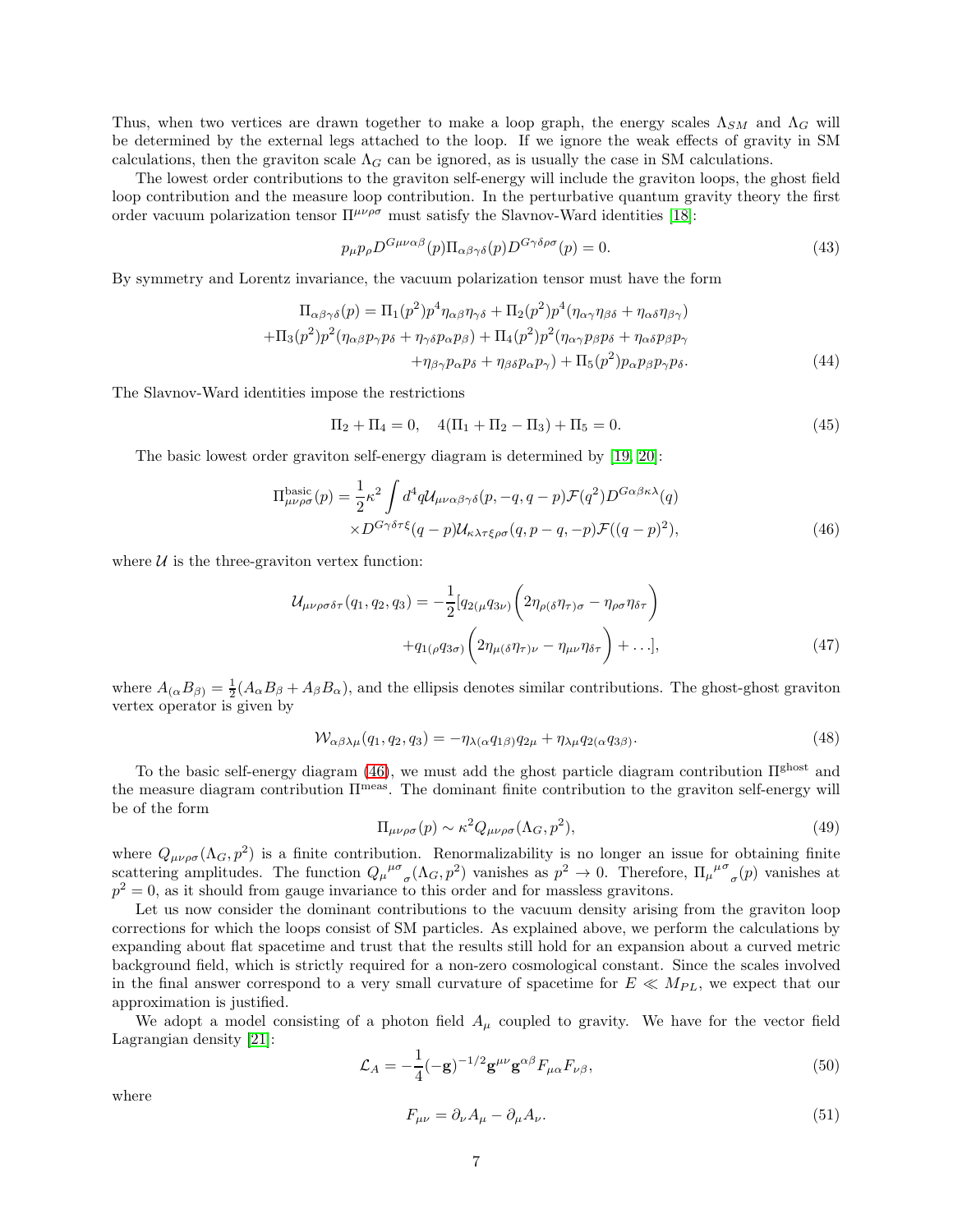Thus, when two vertices are drawn together to make a loop graph, the energy scales $\Lambda_{SM}$ and $\Lambda_G$ will be determined by the external legs attached to the loop. If we ignore the weak effects of gravity in SM calculations, then the graviton scale $\Lambda_G$ can be ignored, as is usually the case in SM calculations.

The lowest order contributions to the graviton self-energy will include the graviton loops, the ghost field loop contribution and the measure loop contribution. In the perturbative quantum gravity theory the first order vacuum polarization tensor $\Pi^{\mu\nu\rho\sigma}$ must satisfy the Slavnov-Ward identities [18]:

$$p_\mu p_\rho D^{G\mu\nu\alpha\beta}(p)\Pi_{\alpha\beta\gamma\delta}(p)D^{G\gamma\delta\rho\sigma}(p) = 0. \tag{43}$$

By symmetry and Lorentz invariance, the vacuum polarization tensor must have the form

$$\begin{aligned}\Pi_{\alpha\beta\gamma\delta}(p) = \Pi_1(p^2)p^4\eta_{\alpha\beta}\eta_{\gamma\delta} + \Pi_2(p^2)p^4(\eta_{\alpha\gamma}\eta_{\beta\delta} + \eta_{\alpha\delta}\eta_{\beta\gamma})\\ +\Pi_3(p^2)p^2(\eta_{\alpha\beta}p_\gamma p_\delta + \eta_{\gamma\delta}p_\alpha p_\beta) + \Pi_4(p^2)p^2(\eta_{\alpha\gamma}p_\beta p_\delta + \eta_{\alpha\delta}p_\beta p_\gamma\\ +\eta_{\beta\gamma}p_\alpha p_\delta + \eta_{\beta\delta}p_\alpha p_\gamma) + \Pi_5(p^2)p_\alpha p_\beta p_\gamma p_\delta.\end{aligned} \tag{44}$$

The Slavnov-Ward identities impose the restrictions

$$\Pi_2 + \Pi_4 = 0, \quad 4(\Pi_1 + \Pi_2 - \Pi_3) + \Pi_5 = 0. \tag{45}$$

The basic lowest order graviton self-energy diagram is determined by [19, 20]:

$$\begin{aligned}\Pi^{\rm basic}_{\mu\nu\rho\sigma}(p) = \frac{1}{2}\kappa^2\int d^4q\,\mathcal{U}_{\mu\nu\alpha\beta\gamma\delta}(p,-q,q-p)\mathcal{F}(q^2)D^{G\alpha\beta\kappa\lambda}(q)\\ \times D^{G\gamma\delta\tau\xi}(q-p)\mathcal{U}_{\kappa\lambda\tau\xi\rho\sigma}(q,p-q,-p)\mathcal{F}((q-p)^2),\end{aligned} \tag{46}$$

where $\mathcal{U}$ is the three-graviton vertex function:

$$\begin{aligned}\mathcal{U}_{\mu\nu\rho\sigma\delta\tau}(q_1,q_2,q_3) = -\frac{1}{2}[q_{2(\mu}q_{3\nu)}\biggl(2\eta_{\rho(\delta}\eta_{\tau)\sigma} - \eta_{\rho\sigma}\eta_{\delta\tau}\biggr)\\ +q_{1(\rho}q_{3\sigma)}\biggl(2\eta_{\mu(\delta}\eta_{\tau)\nu} - \eta_{\mu\nu}\eta_{\delta\tau}\biggr) + \ldots],\end{aligned} \tag{47}$$

where $A_{(\alpha}B_{\beta)} = \frac{1}{2}(A_\alpha B_\beta + A_\beta B_\alpha)$, and the ellipsis denotes similar contributions. The ghost-ghost graviton vertex operator is given by

$$\mathcal{W}_{\alpha\beta\lambda\mu}(q_1,q_2,q_3) = -\eta_{\lambda(\alpha}q_{1\beta)}q_{2\mu} + \eta_{\lambda\mu}q_{2(\alpha}q_{3\beta)}. \tag{48}$$

To the basic self-energy diagram (46), we must add the ghost particle diagram contribution $\Pi^{\rm ghost}$ and the measure diagram contribution $\Pi^{\rm meas}$. The dominant finite contribution to the graviton self-energy will be of the form

$$\Pi_{\mu\nu\rho\sigma}(p) \sim \kappa^2 Q_{\mu\nu\rho\sigma}(\Lambda_G, p^2), \tag{49}$$

where $Q_{\mu\nu\rho\sigma}(\Lambda_G, p^2)$ is a finite contribution. Renormalizability is no longer an issue for obtaining finite scattering amplitudes. The function ${Q_\mu}^{\mu\sigma}{}_\sigma(\Lambda_G, p^2)$ vanishes as $p^2 \to 0$. Therefore, ${\Pi_\mu}^{\mu\sigma}{}_\sigma(p)$ vanishes at $p^2 = 0$, as it should from gauge invariance to this order and for massless gravitons.

Let us now consider the dominant contributions to the vacuum density arising from the graviton loop corrections for which the loops consist of SM particles. As explained above, we perform the calculations by expanding about flat spacetime and trust that the results still hold for an expansion about a curved metric background field, which is strictly required for a non-zero cosmological constant. Since the scales involved in the final answer correspond to a very small curvature of spacetime for $E \ll M_{PL}$, we expect that our approximation is justified.

We adopt a model consisting of a photon field $A_\mu$ coupled to gravity. We have for the vector field Lagrangian density [21]:

$$\mathcal{L}_A = -\frac{1}{4}(-\mathbf{g})^{-1/2}\mathbf{g}^{\mu\nu}\mathbf{g}^{\alpha\beta}F_{\mu\alpha}F_{\nu\beta}, \tag{50}$$

where

$$F_{\mu\nu} = \partial_\nu A_\mu - \partial_\mu A_\nu. \tag{51}$$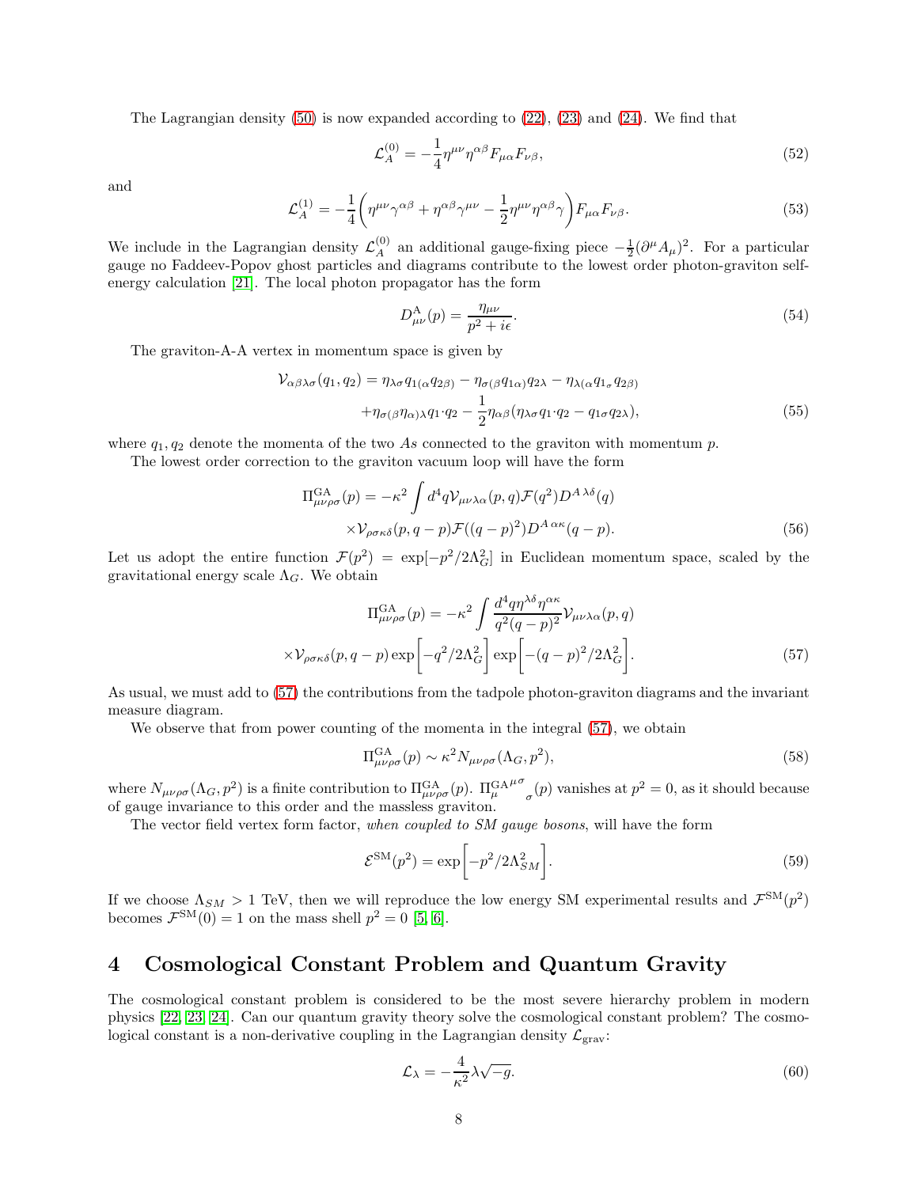The Lagrangian density (50) is now expanded according to (22), (23) and (24). We find that

$$\mathcal{L}_A^{(0)} = -\frac{1}{4}\eta^{\mu\nu}\eta^{\alpha\beta}F_{\mu\alpha}F_{\nu\beta}, \tag{52}$$

and

$$\mathcal{L}_A^{(1)} = -\frac{1}{4}\left(\eta^{\mu\nu}\gamma^{\alpha\beta} + \eta^{\alpha\beta}\gamma^{\mu\nu} - \frac{1}{2}\eta^{\mu\nu}\eta^{\alpha\beta}\gamma\right)F_{\mu\alpha}F_{\nu\beta}. \tag{53}$$

We include in the Lagrangian density $\mathcal{L}_A^{(0)}$ an additional gauge-fixing piece $-\frac{1}{2}(\partial^\mu A_\mu)^2$. For a particular gauge no Faddeev-Popov ghost particles and diagrams contribute to the lowest order photon-graviton self-energy calculation [21]. The local photon propagator has the form

$$D^{\rm A}_{\mu\nu}(p) = \frac{\eta_{\mu\nu}}{p^2 + i\epsilon}. \tag{54}$$

The graviton-A-A vertex in momentum space is given by

$$\begin{aligned}\mathcal{V}_{\alpha\beta\lambda\sigma}(q_1, q_2) = \eta_{\lambda\sigma}q_{1(\alpha}q_{2\beta)} - \eta_{\sigma(\beta}q_{1\alpha)}q_{2\lambda} - \eta_{\lambda(\alpha}q_{1_\sigma}q_{2\beta)} \\ +\eta_{\sigma(\beta}\eta_{\alpha)\lambda}q_1{\cdot}q_2 - \frac{1}{2}\eta_{\alpha\beta}(\eta_{\lambda\sigma}q_1{\cdot}q_2 - q_{1\sigma}q_{2\lambda}),\end{aligned} \tag{55}$$

where $q_1, q_2$ denote the momenta of the two $A$s connected to the graviton with momentum $p$.

The lowest order correction to the graviton vacuum loop will have the form

$$\begin{aligned}\Pi^{\rm GA}_{\mu\nu\rho\sigma}(p) = -\kappa^2\int d^4q\mathcal{V}_{\mu\nu\lambda\alpha}(p, q)\mathcal{F}(q^2)D^{A\,\lambda\delta}(q) \\ \times\mathcal{V}_{\rho\sigma\kappa\delta}(p, q-p)\mathcal{F}((q-p)^2)D^{A\,\alpha\kappa}(q-p).\end{aligned} \tag{56}$$

Let us adopt the entire function $\mathcal{F}(p^2) = \exp[-p^2/2\Lambda_G^2]$ in Euclidean momentum space, scaled by the gravitational energy scale $\Lambda_G$. We obtain

$$\begin{aligned}\Pi^{\rm GA}_{\mu\nu\rho\sigma}(p) = -\kappa^2\int\frac{d^4q\eta^{\lambda\delta}\eta^{\alpha\kappa}}{q^2(q-p)^2}\mathcal{V}_{\mu\nu\lambda\alpha}(p, q) \\ \times\mathcal{V}_{\rho\sigma\kappa\delta}(p, q-p)\exp\left[-q^2/2\Lambda_G^2\right]\exp\left[-(q-p)^2/2\Lambda_G^2\right].\end{aligned} \tag{57}$$

As usual, we must add to (57) the contributions from the tadpole photon-graviton diagrams and the invariant measure diagram.

We observe that from power counting of the momenta in the integral (57), we obtain

$$\Pi^{\rm GA}_{\mu\nu\rho\sigma}(p) \sim \kappa^2 N_{\mu\nu\rho\sigma}(\Lambda_G, p^2), \tag{58}$$

where $N_{\mu\nu\rho\sigma}(\Lambda_G, p^2)$ is a finite contribution to $\Pi^{\rm GA}_{\mu\nu\rho\sigma}(p)$. ${\Pi^{\rm GA}_{\mu}}^{\mu\sigma}{}_{\sigma}(p)$ vanishes at $p^2 = 0$, as it should because of gauge invariance to this order and the massless graviton.

The vector field vertex form factor, *when coupled to SM gauge bosons*, will have the form

$$\mathcal{E}^{\rm SM}(p^2) = \exp\left[-p^2/2\Lambda^2_{SM}\right]. \tag{59}$$

If we choose $\Lambda_{SM} > 1$ TeV, then we will reproduce the low energy SM experimental results and $\mathcal{F}^{\rm SM}(p^2)$ becomes $\mathcal{F}^{\rm SM}(0) = 1$ on the mass shell $p^2 = 0$ [5, 6].

# 4 Cosmological Constant Problem and Quantum Gravity

The cosmological constant problem is considered to be the most severe hierarchy problem in modern physics [22, 23, 24]. Can our quantum gravity theory solve the cosmological constant problem? The cosmological constant is a non-derivative coupling in the Lagrangian density $\mathcal{L}_{\rm grav}$:

$$\mathcal{L}_\lambda = -\frac{4}{\kappa^2}\lambda\sqrt{-g}. \tag{60}$$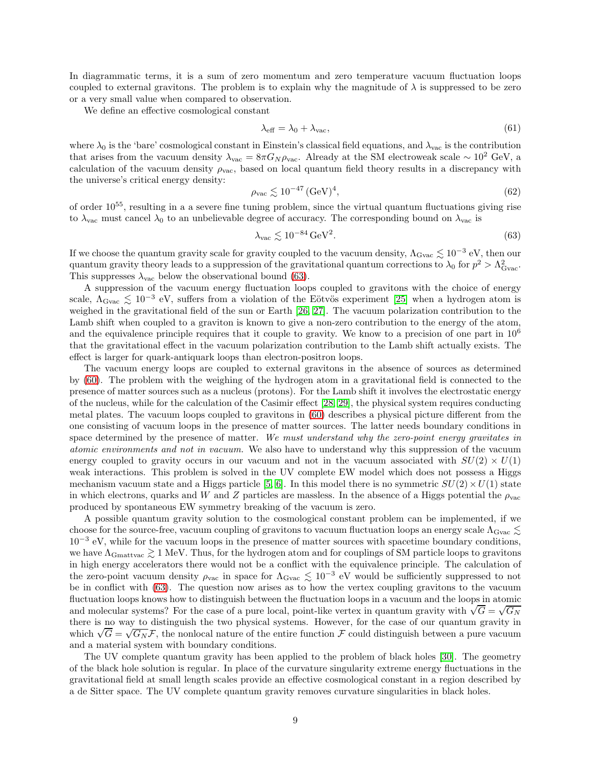In diagrammatic terms, it is a sum of zero momentum and zero temperature vacuum fluctuation loops coupled to external gravitons. The problem is to explain why the magnitude of $\lambda$ is suppressed to be zero or a very small value when compared to observation.

We define an effective cosmological constant

$$\lambda_{\rm eff} = \lambda_0 + \lambda_{\rm vac}, \tag{61}$$

where $\lambda_0$ is the 'bare' cosmological constant in Einstein's classical field equations, and $\lambda_{\rm vac}$ is the contribution that arises from the vacuum density $\lambda_{\rm vac} = 8\pi G_N \rho_{\rm vac}$. Already at the SM electroweak scale $\sim 10^2$ GeV, a calculation of the vacuum density $\rho_{\rm vac}$, based on local quantum field theory results in a discrepancy with the universe's critical energy density:

$$\rho_{\rm vac} \lesssim 10^{-47}\,({\rm GeV})^4, \tag{62}$$

of order $10^{55}$, resulting in a a severe fine tuning problem, since the virtual quantum fluctuations giving rise to $\lambda_{\rm vac}$ must cancel $\lambda_0$ to an unbelievable degree of accuracy. The corresponding bound on $\lambda_{\rm vac}$ is

$$\lambda_{\rm vac} \lesssim 10^{-84}\,{\rm GeV}^2. \tag{63}$$

If we choose the quantum gravity scale for gravity coupled to the vacuum density, $\Lambda_{\rm Gvac} \lesssim 10^{-3}$ eV, then our quantum gravity theory leads to a suppression of the gravitational quantum corrections to $\lambda_0$ for $p^2 > \Lambda^2_{\rm Gvac}$. This suppresses $\lambda_{\rm vac}$ below the observational bound (63).

A suppression of the vacuum energy fluctuation loops coupled to gravitons with the choice of energy scale, $\Lambda_{\rm Gvac} \lesssim 10^{-3}$ eV, suffers from a violation of the Eötvös experiment [25] when a hydrogen atom is weighed in the gravitational field of the sun or Earth [26, 27]. The vacuum polarization contribution to the Lamb shift when coupled to a graviton is known to give a non-zero contribution to the energy of the atom, and the equivalence principle requires that it couple to gravity. We know to a precision of one part in $10^6$ that the gravitational effect in the vacuum polarization contribution to the Lamb shift actually exists. The effect is larger for quark-antiquark loops than electron-positron loops.

The vacuum energy loops are coupled to external gravitons in the absence of sources as determined by (60). The problem with the weighing of the hydrogen atom in a gravitational field is connected to the presence of matter sources such as a nucleus (protons). For the Lamb shift it involves the electrostatic energy of the nucleus, while for the calculation of the Casimir effect [28, 29], the physical system requires conducting metal plates. The vacuum loops coupled to gravitons in (60) describes a physical picture different from the one consisting of vacuum loops in the presence of matter sources. The latter needs boundary conditions in space determined by the presence of matter. *We must understand why the zero-point energy gravitates in atomic environments and not in vacuum.* We also have to understand why this suppression of the vacuum energy coupled to gravity occurs in our vacuum and not in the vacuum associated with $SU(2)\times U(1)$ weak interactions. This problem is solved in the UV complete EW model which does not possess a Higgs mechanism vacuum state and a Higgs particle [5, 6]. In this model there is no symmetric $SU(2)\times U(1)$ state in which electrons, quarks and $W$ and $Z$ particles are massless. In the absence of a Higgs potential the $\rho_{\rm vac}$ produced by spontaneous EW symmetry breaking of the vacuum is zero.

A possible quantum gravity solution to the cosmological constant problem can be implemented, if we choose for the source-free, vacuum coupling of gravitons to vacuum fluctuation loops an energy scale $\Lambda_{\rm Gvac} \lesssim 10^{-3}$ eV, while for the vacuum loops in the presence of matter sources with spacetime boundary conditions, we have $\Lambda_{\rm Gmattvac} \gtrsim 1$ MeV. Thus, for the hydrogen atom and for couplings of SM particle loops to gravitons in high energy accelerators there would not be a conflict with the equivalence principle. The calculation of the zero-point vacuum density $\rho_{\rm vac}$ in space for $\Lambda_{\rm Gvac} \lesssim 10^{-3}$ eV would be sufficiently suppressed to not be in conflict with (63). The question now arises as to how the vertex coupling gravitons to the vacuum fluctuation loops knows how to distinguish between the fluctuation loops in a vacuum and the loops in atomic and molecular systems? For the case of a pure local, point-like vertex in quantum gravity with $\sqrt{G} = \sqrt{G_N}$ there is no way to distinguish the two physical systems. However, for the case of our quantum gravity in which $\sqrt{G} = \sqrt{G_N}\mathcal{F}$, the nonlocal nature of the entire function $\mathcal{F}$ could distinguish between a pure vacuum and a material system with boundary conditions.

The UV complete quantum gravity has been applied to the problem of black holes [30]. The geometry of the black hole solution is regular. In place of the curvature singularity extreme energy fluctuations in the gravitational field at small length scales provide an effective cosmological constant in a region described by a de Sitter space. The UV complete quantum gravity removes curvature singularities in black holes.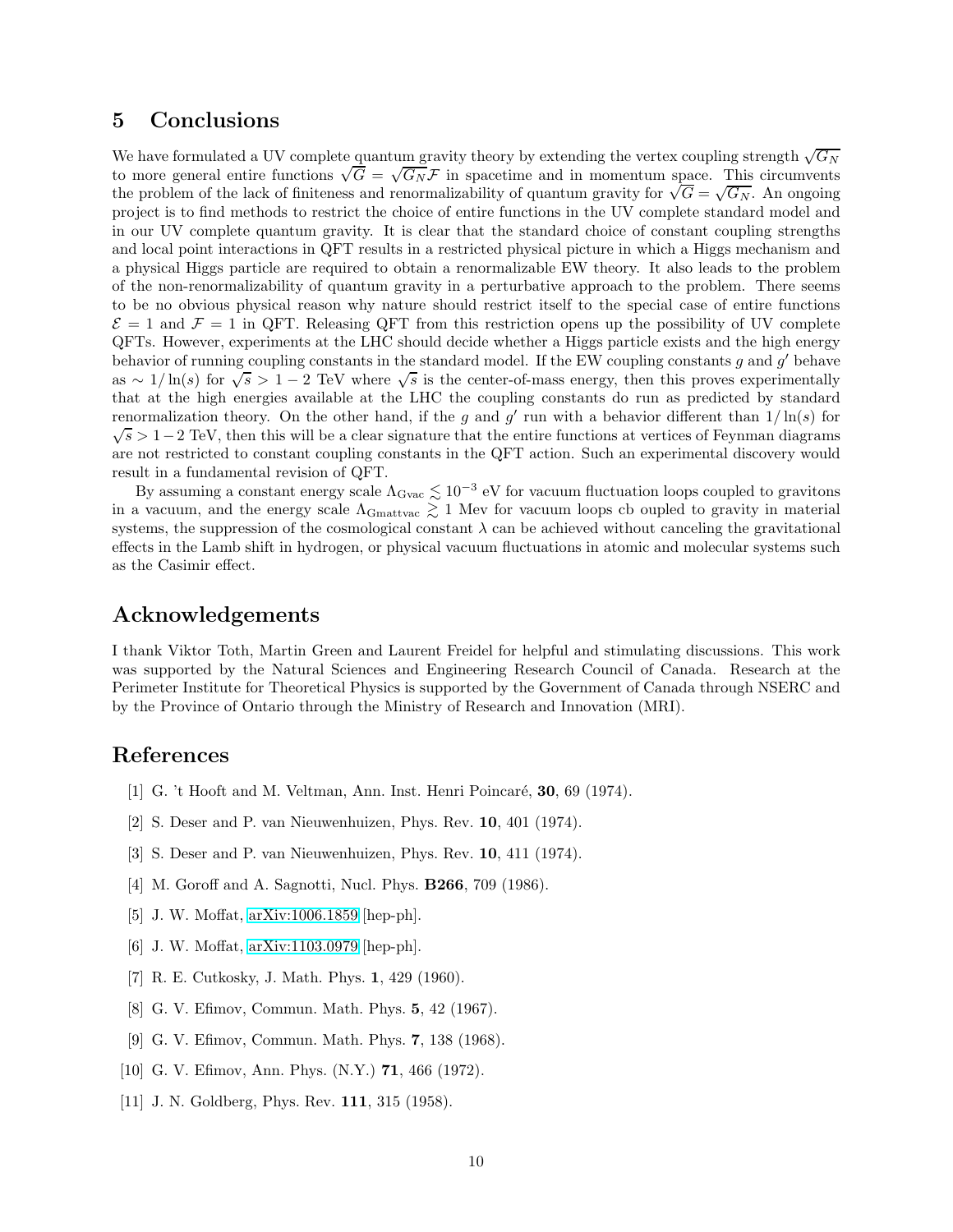## 5 Conclusions

We have formulated a UV complete quantum gravity theory by extending the vertex coupling strength $\sqrt{G_N}$ to more general entire functions $\sqrt{G} = \sqrt{G_N}\mathcal{F}$ in spacetime and in momentum space. This circumvents the problem of the lack of finiteness and renormalizability of quantum gravity for $\sqrt{G} = \sqrt{G_N}$. An ongoing project is to find methods to restrict the choice of entire functions in the UV complete standard model and in our UV complete quantum gravity. It is clear that the standard choice of constant coupling strengths and local point interactions in QFT results in a restricted physical picture in which a Higgs mechanism and a physical Higgs particle are required to obtain a renormalizable EW theory. It also leads to the problem of the non-renormalizability of quantum gravity in a perturbative approach to the problem. There seems to be no obvious physical reason why nature should restrict itself to the special case of entire functions $\mathcal{E} = 1$ and $\mathcal{F} = 1$ in QFT. Releasing QFT from this restriction opens up the possibility of UV complete QFTs. However, experiments at the LHC should decide whether a Higgs particle exists and the high energy behavior of running coupling constants in the standard model. If the EW coupling constants $g$ and $g'$ behave as $\sim 1/\ln(s)$ for $\sqrt{s} > 1-2$ TeV where $\sqrt{s}$ is the center-of-mass energy, then this proves experimentally that at the high energies available at the LHC the coupling constants do run as predicted by standard renormalization theory. On the other hand, if the $g$ and $g'$ run with a behavior different than $1/\ln(s)$ for $\sqrt{s} > 1-2$ TeV, then this will be a clear signature that the entire functions at vertices of Feynman diagrams are not restricted to constant coupling constants in the QFT action. Such an experimental discovery would result in a fundamental revision of QFT.

By assuming a constant energy scale $\Lambda_{\rm Gvac} \lesssim 10^{-3}$ eV for vacuum fluctuation loops coupled to gravitons in a vacuum, and the energy scale $\Lambda_{\rm Gmattvac} \gtrsim 1$ Mev for vacuum loops cb oupled to gravity in material systems, the suppression of the cosmological constant $\lambda$ can be achieved without canceling the gravitational effects in the Lamb shift in hydrogen, or physical vacuum fluctuations in atomic and molecular systems such as the Casimir effect.

## Acknowledgements

I thank Viktor Toth, Martin Green and Laurent Freidel for helpful and stimulating discussions. This work was supported by the Natural Sciences and Engineering Research Council of Canada. Research at the Perimeter Institute for Theoretical Physics is supported by the Government of Canada through NSERC and by the Province of Ontario through the Ministry of Research and Innovation (MRI).

## References

[1] G. 't Hooft and M. Veltman, Ann. Inst. Henri Poincaré, **30**, 69 (1974).

[2] S. Deser and P. van Nieuwenhuizen, Phys. Rev. **10**, 401 (1974).

[3] S. Deser and P. van Nieuwenhuizen, Phys. Rev. **10**, 411 (1974).

[4] M. Goroff and A. Sagnotti, Nucl. Phys. **B266**, 709 (1986).

[5] J. W. Moffat, arXiv:1006.1859 [hep-ph].

[6] J. W. Moffat, arXiv:1103.0979 [hep-ph].

[7] R. E. Cutkosky, J. Math. Phys. **1**, 429 (1960).

[8] G. V. Efimov, Commun. Math. Phys. **5**, 42 (1967).

[9] G. V. Efimov, Commun. Math. Phys. **7**, 138 (1968).

[10] G. V. Efimov, Ann. Phys. (N.Y.) **71**, 466 (1972).

[11] J. N. Goldberg, Phys. Rev. **111**, 315 (1958).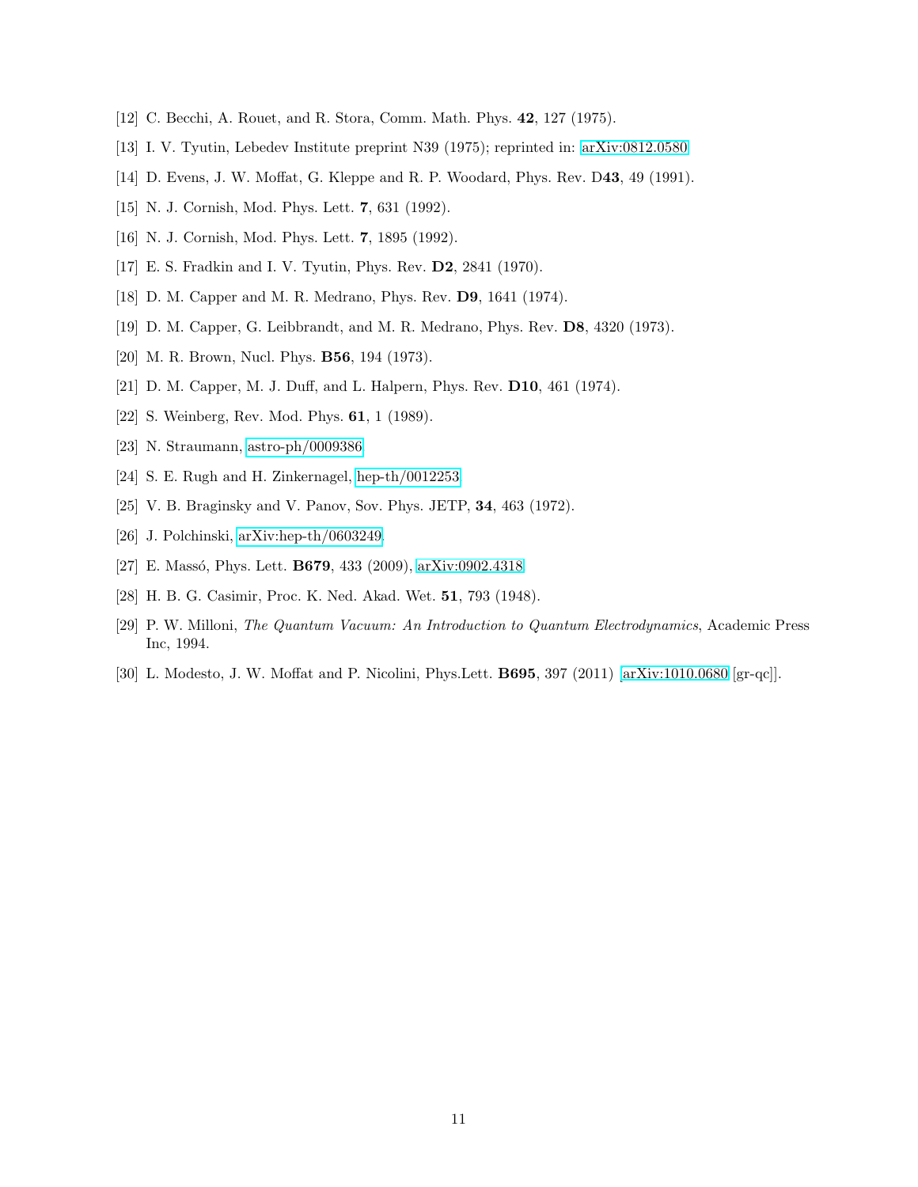[12] C. Becchi, A. Rouet, and R. Stora, Comm. Math. Phys. **42**, 127 (1975).

[13] I. V. Tyutin, Lebedev Institute preprint N39 (1975); reprinted in: arXiv:0812.0580

[14] D. Evens, J. W. Moffat, G. Kleppe and R. P. Woodard, Phys. Rev. D**43**, 49 (1991).

[15] N. J. Cornish, Mod. Phys. Lett. **7**, 631 (1992).

[16] N. J. Cornish, Mod. Phys. Lett. **7**, 1895 (1992).

[17] E. S. Fradkin and I. V. Tyutin, Phys. Rev. **D2**, 2841 (1970).

[18] D. M. Capper and M. R. Medrano, Phys. Rev. **D9**, 1641 (1974).

[19] D. M. Capper, G. Leibbrandt, and M. R. Medrano, Phys. Rev. **D8**, 4320 (1973).

[20] M. R. Brown, Nucl. Phys. **B56**, 194 (1973).

[21] D. M. Capper, M. J. Duff, and L. Halpern, Phys. Rev. **D10**, 461 (1974).

[22] S. Weinberg, Rev. Mod. Phys. **61**, 1 (1989).

[23] N. Straumann, astro-ph/0009386

[24] S. E. Rugh and H. Zinkernagel, hep-th/0012253

[25] V. B. Braginsky and V. Panov, Sov. Phys. JETP, **34**, 463 (1972).

[26] J. Polchinski, arXiv:hep-th/0603249.

[27] E. Massó, Phys. Lett. **B679**, 433 (2009), arXiv:0902.4318

[28] H. B. G. Casimir, Proc. K. Ned. Akad. Wet. **51**, 793 (1948).

[29] P. W. Milloni, *The Quantum Vacuum: An Introduction to Quantum Electrodynamics*, Academic Press Inc, 1994.

[30] L. Modesto, J. W. Moffat and P. Nicolini, Phys.Lett. **B695**, 397 (2011) [arXiv:1010.0680 [gr-qc]].